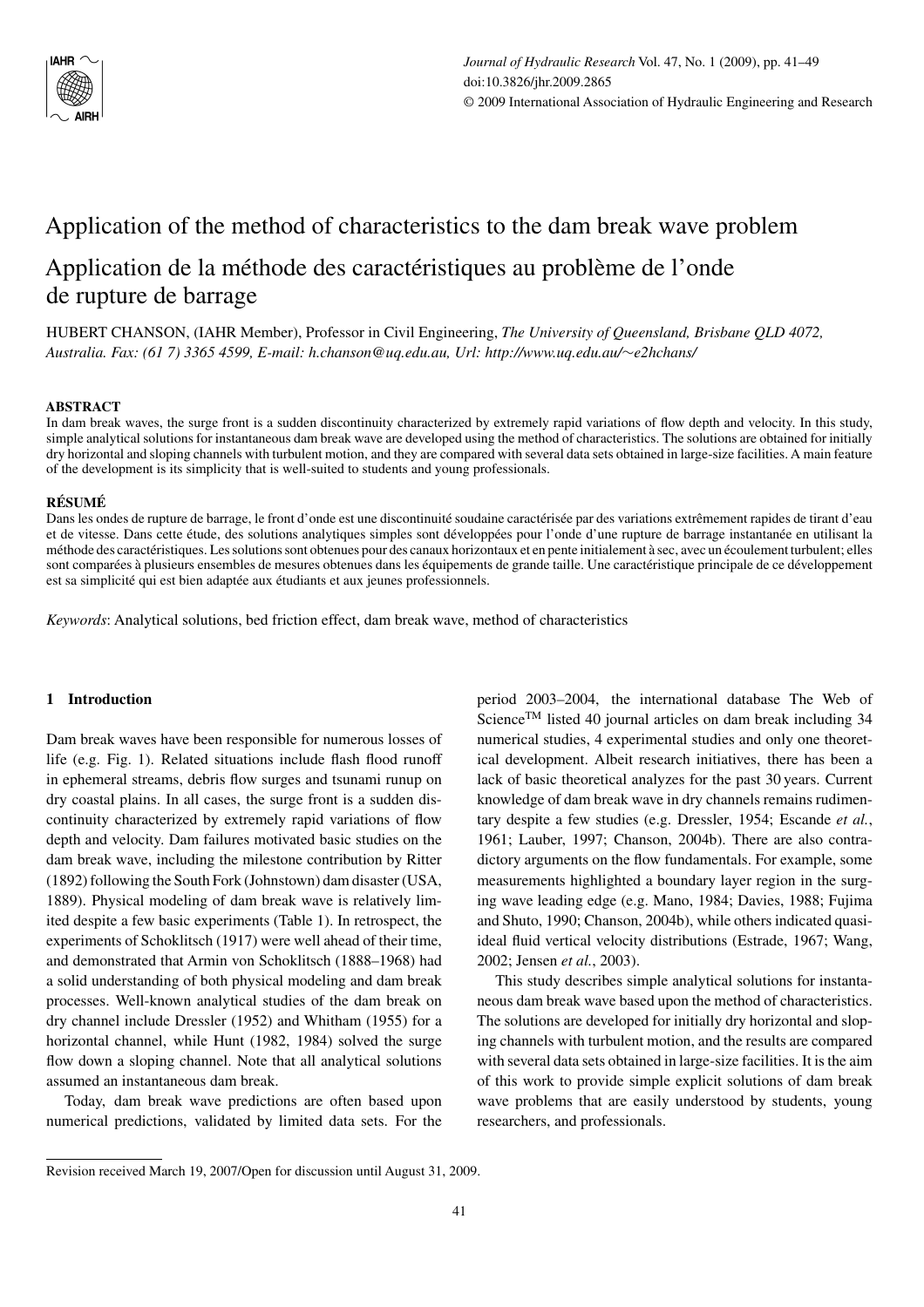# Application of the method of characteristics to the dam break wave problem

# Application de la méthode des caractéristiques au problème de l'onde de rupture de barrage

HUBERT CHANSON, (IAHR Member), Professor in Civil Engineering, *The University of Queensland, Brisbane QLD 4072, Australia. Fax: (61 7) 3365 4599, E-mail: h.chanson@uq.edu.au, Url: http://www.uq.edu.au/~e2hchans/*

## ABSTRACT

In dam break waves, the surge front is a sudden discontinuity characterized by extremely rapid variations of flow depth and velocity. In this study, simple analytical solutions for instantaneous dam break wave are developed using the method of characteristics. The solutions are obtained for initially dry horizontal and sloping channels with turbulent motion, and they are compared with several data sets obtained in large-size facilities. A main feature of the development is its simplicity that is well-suited to students and young professionals.

## RÉSUMÉ

Dans les ondes de rupture de barrage, le front d'onde est une discontinuité soudaine caractérisée par des variations extrêmement rapides de tirant d'eau et de vitesse. Dans cette étude, des solutions analytiques simples sont développées pour l'onde d'une rupture de barrage instantanée en utilisant la méthode des caractéristiques. Les solutions sont obtenues pour des canaux horizontaux et en pente initialement à sec, avec un écoulement turbulent; elles sont comparées à plusieurs ensembles de mesures obtenues dans les équipements de grande taille. Une caractéristique principale de ce développement est sa simplicité qui est bien adaptée aux étudiants et aux jeunes professionnels.

*Keywords*: Analytical solutions, bed friction effect, dam break wave, method of characteristics

## 1 Introduction

Dam break waves have been responsible for numerous losses of life (e.g. Fig. 1). Related situations include flash flood runoff in ephemeral streams, debris flow surges and tsunami runup on dry coastal plains. In all cases, the surge front is a sudden discontinuity characterized by extremely rapid variations of flow depth and velocity. Dam failures motivated basic studies on the dam break wave, including the milestone contribution by Ritter (1892) following the South Fork (Johnstown) dam disaster (USA, 1889). Physical modeling of dam break wave is relatively limited despite a few basic experiments (Table 1). In retrospect, the experiments of Schoklitsch (1917) were well ahead of their time, and demonstrated that Armin von Schoklitsch (1888–1968) had a solid understanding of both physical modeling and dam break processes. Well-known analytical studies of the dam break on dry channel include Dressler (1952) and Whitham (1955) for a horizontal channel, while Hunt (1982, 1984) solved the surge flow down a sloping channel. Note that all analytical solutions assumed an instantaneous dam break.

Today, dam break wave predictions are often based upon numerical predictions, validated by limited data sets. For the period 2003–2004, the international database The Web of Science™ listed 40 journal articles on dam break including 34 numerical studies, 4 experimental studies and only one theoretical development. Albeit research initiatives, there has been a lack of basic theoretical analyzes for the past 30 years. Current knowledge of dam break wave in dry channels remains rudimentary despite a few studies (e.g. Dressler, 1954; Escande *et al.*, 1961; Lauber, 1997; Chanson, 2004b). There are also contradictory arguments on the flow fundamentals. For example, some measurements highlighted a boundary layer region in the surging wave leading edge (e.g. Mano, 1984; Davies, 1988; Fujima and Shuto, 1990; Chanson, 2004b), while others indicated quasi-ideal fluid vertical velocity distributions (Estrade, 1967; Wang, 2002; Jensen *et al.*, 2003).

This study describes simple analytical solutions for instantaneous dam break wave based upon the method of characteristics. The solutions are developed for initially dry horizontal and sloping channels with turbulent motion, and the results are compared with several data sets obtained in large-size facilities. It is the aim of this work to provide simple explicit solutions of dam break wave problems that are easily understood by students, young researchers, and professionals.

---

Revision received March 19, 2007/Open for discussion until August 31, 2009.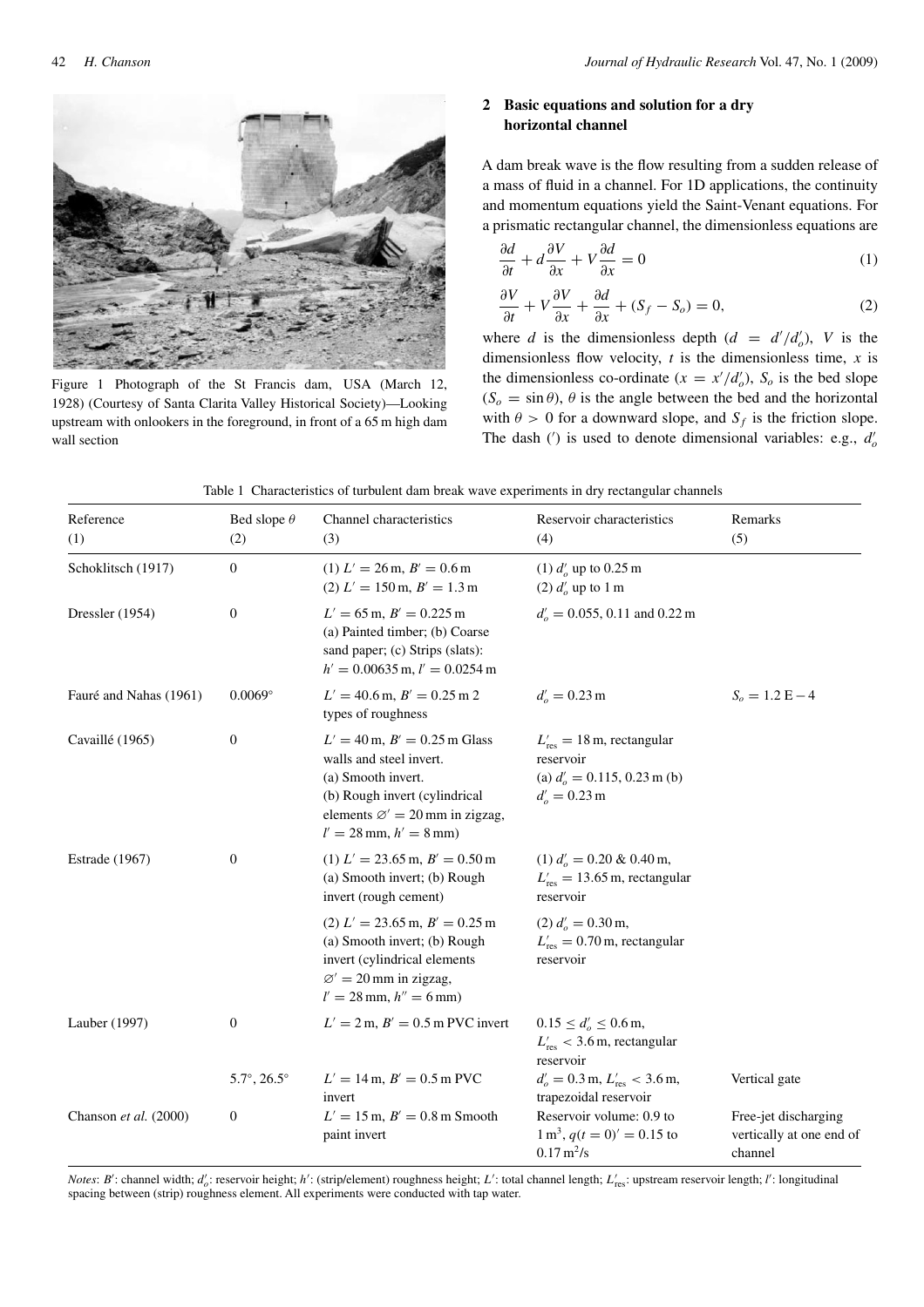Figure 1 Photograph of the St Francis dam, USA (March 12, 1928) (Courtesy of Santa Clarita Valley Historical Society)—Looking upstream with onlookers in the foreground, in front of a 65 m high dam wall section

## 2 Basic equations and solution for a dry horizontal channel

A dam break wave is the flow resulting from a sudden release of a mass of fluid in a channel. For 1D applications, the continuity and momentum equations yield the Saint-Venant equations. For a prismatic rectangular channel, the dimensionless equations are

$$\frac{\partial d}{\partial t} + d\frac{\partial V}{\partial x} + V\frac{\partial d}{\partial x} = 0 \tag{1}$$

$$\frac{\partial V}{\partial t} + V\frac{\partial V}{\partial x} + \frac{\partial d}{\partial x} + (S_f - S_o) = 0, \tag{2}$$

where $d$ is the dimensionless depth ($d = d'/d'_o$), $V$ is the dimensionless flow velocity, $t$ is the dimensionless time, $x$ is the dimensionless co-ordinate ($x = x'/d'_o$), $S_o$ is the bed slope ($S_o = \sin\theta$), $\theta$ is the angle between the bed and the horizontal with $\theta > 0$ for a downward slope, and $S_f$ is the friction slope. The dash (′) is used to denote dimensional variables: e.g., $d'_o$

Table 1 Characteristics of turbulent dam break wave experiments in dry rectangular channels

| Reference (1) | Bed slope $\theta$ (2) | Channel characteristics (3) | Reservoir characteristics (4) | Remarks (5) |
|---|---|---|---|---|
| Schoklitsch (1917) | 0 | (1) $L' = 26$ m, $B' = 0.6$ m<br>(2) $L' = 150$ m, $B' = 1.3$ m | (1) $d'_o$ up to 0.25 m<br>(2) $d'_o$ up to 1 m | |
| Dressler (1954) | 0 | $L' = 65$ m, $B' = 0.225$ m<br>(a) Painted timber; (b) Coarse sand paper; (c) Strips (slats): $h' = 0.00635$ m, $l' = 0.0254$ m | $d'_o = 0.055$, 0.11 and 0.22 m | |
| Fauré and Nahas (1961) | 0.0069° | $L' = 40.6$ m, $B' = 0.25$ m 2 types of roughness | $d'_o = 0.23$ m | $S_o = 1.2$ E − 4 |
| Cavaillé (1965) | 0 | $L' = 40$ m, $B' = 0.25$ m Glass walls and steel invert.<br>(a) Smooth invert.<br>(b) Rough invert (cylindrical elements $\varnothing' = 20$ mm in zigzag, $l' = 28$ mm, $h' = 8$ mm) | $L'_{\text{res}} = 18$ m, rectangular reservoir<br>(a) $d'_o = 0.115$, 0.23 m (b) $d'_o = 0.23$ m | |
| Estrade (1967) | 0 | (1) $L' = 23.65$ m, $B' = 0.50$ m<br>(a) Smooth invert; (b) Rough invert (rough cement) | (1) $d'_o = 0.20$ & 0.40 m, $L'_{\text{res}} = 13.65$ m, rectangular reservoir | |
| | | (2) $L' = 23.65$ m, $B' = 0.25$ m<br>(a) Smooth invert; (b) Rough invert (cylindrical elements $\varnothing' = 20$ mm in zigzag, $l' = 28$ mm, $h'' = 6$ mm) | (2) $d'_o = 0.30$ m, $L'_{\text{res}} = 0.70$ m, rectangular reservoir | |
| Lauber (1997) | 0 | $L' = 2$ m, $B' = 0.5$ m PVC invert | $0.15 \le d'_o \le 0.6$ m, $L'_{\text{res}} < 3.6$ m, rectangular reservoir | |
| | 5.7°, 26.5° | $L' = 14$ m, $B' = 0.5$ m PVC invert | $d'_o = 0.3$ m, $L'_{\text{res}} < 3.6$ m, trapezoidal reservoir | Vertical gate |
| Chanson *et al.* (2000) | 0 | $L' = 15$ m, $B' = 0.8$ m Smooth paint invert | Reservoir volume: 0.9 to 1 m$^3$, $q(t=0)' = 0.15$ to 0.17 m$^2$/s | Free-jet discharging vertically at one end of channel |

*Notes*: $B'$: channel width; $d'_o$: reservoir height; $h'$: (strip/element) roughness height; $L'$: total channel length; $L'_{\text{res}}$: upstream reservoir length; $l'$: longitudinal spacing between (strip) roughness element. All experiments were conducted with tap water.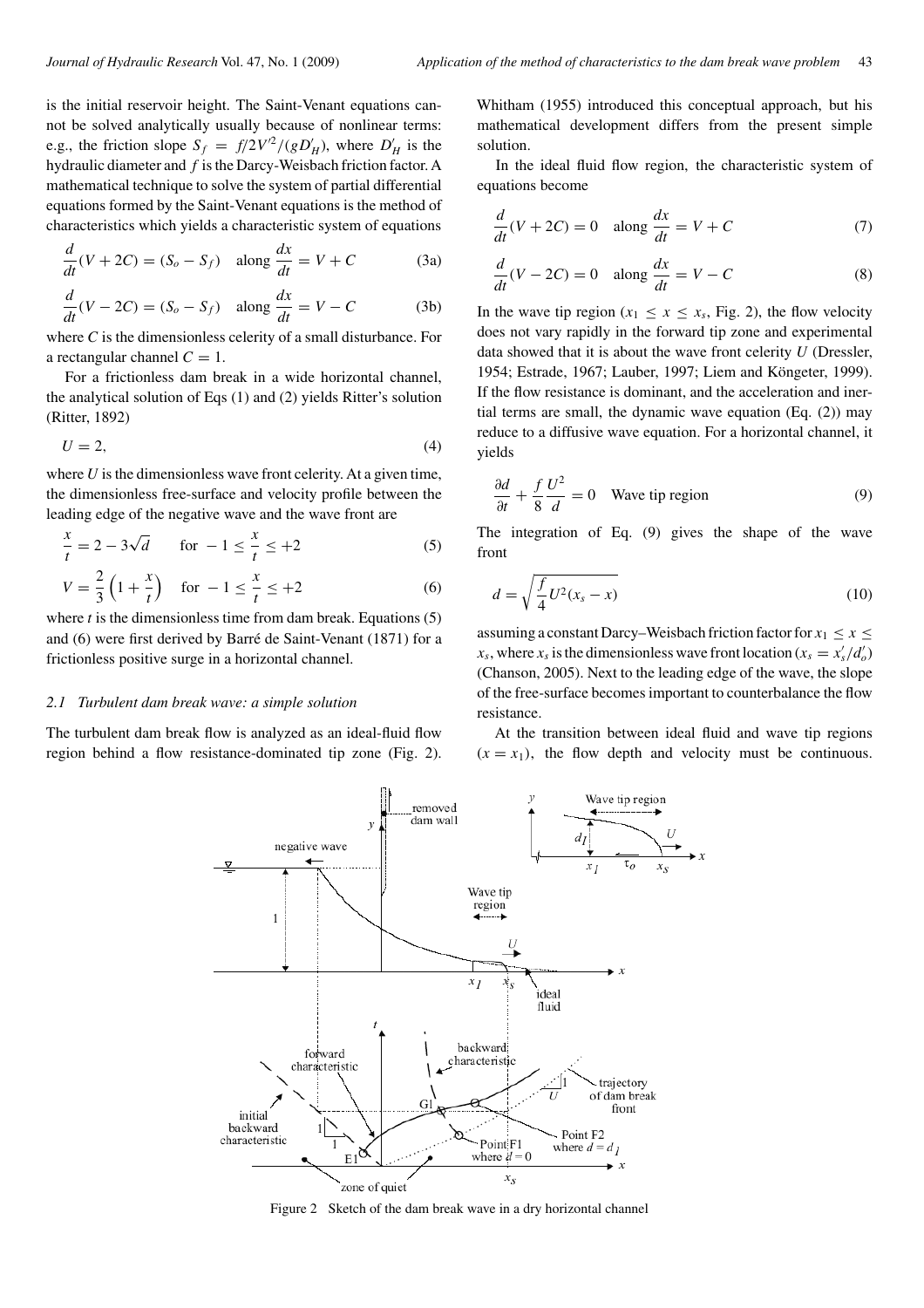is the initial reservoir height. The Saint-Venant equations cannot be solved analytically usually because of nonlinear terms: e.g., the friction slope $S_f = f/2V'^2/(gD'_H)$, where $D'_H$ is the hydraulic diameter and $f$ is the Darcy-Weisbach friction factor. A mathematical technique to solve the system of partial differential equations formed by the Saint-Venant equations is the method of characteristics which yields a characteristic system of equations

$$\frac{d}{dt}(V + 2C) = (S_o - S_f) \quad \text{along } \frac{dx}{dt} = V + C \tag{3a}$$

$$\frac{d}{dt}(V - 2C) = (S_o - S_f) \quad \text{along } \frac{dx}{dt} = V - C \tag{3b}$$

where $C$ is the dimensionless celerity of a small disturbance. For a rectangular channel $C = 1$.

For a frictionless dam break in a wide horizontal channel, the analytical solution of Eqs (1) and (2) yields Ritter's solution (Ritter, 1892)

$$U = 2, \tag{4}$$

where $U$ is the dimensionless wave front celerity. At a given time, the dimensionless free-surface and velocity profile between the leading edge of the negative wave and the wave front are

$$\frac{x}{t} = 2 - 3\sqrt{d} \qquad \text{for } -1 \leq \frac{x}{t} \leq +2 \tag{5}$$

$$V = \frac{2}{3}\left(1 + \frac{x}{t}\right) \quad \text{for } -1 \leq \frac{x}{t} \leq +2 \tag{6}$$

where $t$ is the dimensionless time from dam break. Equations (5) and (6) were first derived by Barré de Saint-Venant (1871) for a frictionless positive surge in a horizontal channel.

### 2.1 Turbulent dam break wave: a simple solution

The turbulent dam break flow is analyzed as an ideal-fluid flow region behind a flow resistance-dominated tip zone (Fig. 2). Whitham (1955) introduced this conceptual approach, but his mathematical development differs from the present simple solution.

In the ideal fluid flow region, the characteristic system of equations become

$$\frac{d}{dt}(V + 2C) = 0 \quad \text{along } \frac{dx}{dt} = V + C \tag{7}$$

$$\frac{d}{dt}(V - 2C) = 0 \quad \text{along } \frac{dx}{dt} = V - C \tag{8}$$

In the wave tip region ($x_1 \leq x \leq x_s$, Fig. 2), the flow velocity does not vary rapidly in the forward tip zone and experimental data showed that it is about the wave front celerity $U$ (Dressler, 1954; Estrade, 1967; Lauber, 1997; Liem and Köngeter, 1999). If the flow resistance is dominant, and the acceleration and inertial terms are small, the dynamic wave equation (Eq. (2)) may reduce to a diffusive wave equation. For a horizontal channel, it yields

$$\frac{\partial d}{\partial t} + \frac{f}{8}\frac{U^2}{d} = 0 \quad \text{Wave tip region} \tag{9}$$

The integration of Eq. (9) gives the shape of the wave front

$$d = \sqrt{\frac{f}{4}U^2(x_s - x)} \tag{10}$$

assuming a constant Darcy–Weisbach friction factor for $x_1 \leq x \leq x_s$, where $x_s$ is the dimensionless wave front location ($x_s = x'_s/d'_o$) (Chanson, 2005). Next to the leading edge of the wave, the slope of the free-surface becomes important to counterbalance the flow resistance.

At the transition between ideal fluid and wave tip regions ($x = x_1$), the flow depth and velocity must be continuous.

Figure 2 Sketch of the dam break wave in a dry horizontal channel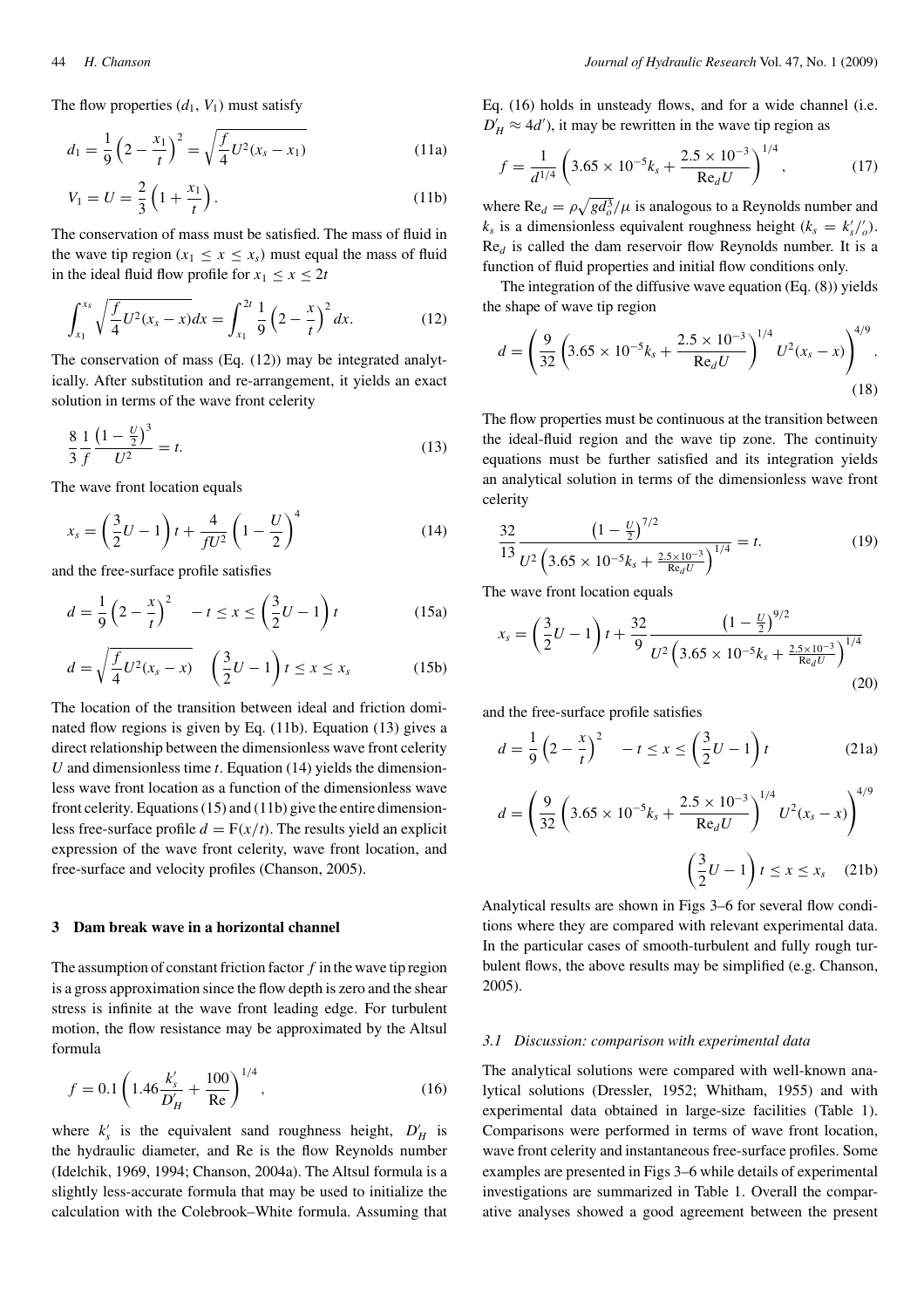The flow properties ($d_1$, $V_1$) must satisfy

$$d_1 = \frac{1}{9}\left(2 - \frac{x_1}{t}\right)^2 = \sqrt{\frac{f}{4}U^2(x_s - x_1)} \tag{11a}$$

$$V_1 = U = \frac{2}{3}\left(1 + \frac{x_1}{t}\right). \tag{11b}$$

The conservation of mass must be satisfied. The mass of fluid in the wave tip region ($x_1 \leq x \leq x_s$) must equal the mass of fluid in the ideal fluid flow profile for $x_1 \leq x \leq 2t$

$$\int_{x_1}^{x_s} \sqrt{\frac{f}{4}U^2(x_s - x)}dx = \int_{x_1}^{2t} \frac{1}{9}\left(2 - \frac{x}{t}\right)^2 dx. \tag{12}$$

The conservation of mass (Eq. (12)) may be integrated analytically. After substitution and re-arrangement, it yields an exact solution in terms of the wave front celerity

$$\frac{8}{3}\frac{1}{f}\frac{\left(1 - \frac{U}{2}\right)^3}{U^2} = t. \tag{13}$$

The wave front location equals

$$x_s = \left(\frac{3}{2}U - 1\right)t + \frac{4}{fU^2}\left(1 - \frac{U}{2}\right)^4 \tag{14}$$

and the free-surface profile satisfies

$$d = \frac{1}{9}\left(2 - \frac{x}{t}\right)^2 \quad -t \leq x \leq \left(\frac{3}{2}U - 1\right)t \tag{15a}$$

$$d = \sqrt{\frac{f}{4}U^2(x_s - x)} \quad \left(\frac{3}{2}U - 1\right)t \leq x \leq x_s \tag{15b}$$

The location of the transition between ideal and friction dominated flow regions is given by Eq. (11b). Equation (13) gives a direct relationship between the dimensionless wave front celerity $U$ and dimensionless time $t$. Equation (14) yields the dimensionless wave front location as a function of the dimensionless wave front celerity. Equations (15) and (11b) give the entire dimensionless free-surface profile $d = \mathrm{F}(x/t)$. The results yield an explicit expression of the wave front celerity, wave front location, and free-surface and velocity profiles (Chanson, 2005).

## 3 Dam break wave in a horizontal channel

The assumption of constant friction factor $f$ in the wave tip region is a gross approximation since the flow depth is zero and the shear stress is infinite at the wave front leading edge. For turbulent motion, the flow resistance may be approximated by the Altsul formula

$$f = 0.1\left(1.46\frac{k_s'}{D_H'} + \frac{100}{\mathrm{Re}}\right)^{1/4}, \tag{16}$$

where $k_s'$ is the equivalent sand roughness height, $D_H'$ is the hydraulic diameter, and Re is the flow Reynolds number (Idelchik, 1969, 1994; Chanson, 2004a). The Altsul formula is a slightly less-accurate formula that may be used to initialize the calculation with the Colebrook–White formula. Assuming that Eq. (16) holds in unsteady flows, and for a wide channel (i.e. $D_H' \approx 4d'$), it may be rewritten in the wave tip region as

$$f = \frac{1}{d^{1/4}}\left(3.65 \times 10^{-5}k_s + \frac{2.5 \times 10^{-3}}{\mathrm{Re}_d U}\right)^{1/4}, \tag{17}$$

where $\mathrm{Re}_d = \rho\sqrt{gd_o^3}/\mu$ is analogous to a Reynolds number and $k_s$ is a dimensionless equivalent roughness height ($k_s = k_s'/'_o$). $\mathrm{Re}_d$ is called the dam reservoir flow Reynolds number. It is a function of fluid properties and initial flow conditions only.

The integration of the diffusive wave equation (Eq. (8)) yields the shape of wave tip region

$$d = \left(\frac{9}{32}\left(3.65 \times 10^{-5}k_s + \frac{2.5 \times 10^{-3}}{\mathrm{Re}_d U}\right)^{1/4} U^2(x_s - x)\right)^{4/9}. \tag{18}$$

The flow properties must be continuous at the transition between the ideal-fluid region and the wave tip zone. The continuity equations must be further satisfied and its integration yields an analytical solution in terms of the dimensionless wave front celerity

$$\frac{32}{13}\frac{\left(1 - \frac{U}{2}\right)^{7/2}}{U^2\left(3.65 \times 10^{-5}k_s + \frac{2.5 \times 10^{-3}}{\mathrm{Re}_d U}\right)^{1/4}} = t. \tag{19}$$

The wave front location equals

$$x_s = \left(\frac{3}{2}U - 1\right)t + \frac{32}{9}\frac{\left(1 - \frac{U}{2}\right)^{9/2}}{U^2\left(3.65 \times 10^{-5}k_s + \frac{2.5 \times 10^{-3}}{\mathrm{Re}_d U}\right)^{1/4}} \tag{20}$$

and the free-surface profile satisfies

$$d = \frac{1}{9}\left(2 - \frac{x}{t}\right)^2 \quad -t \leq x \leq \left(\frac{3}{2}U - 1\right)t \tag{21a}$$

$$d = \left(\frac{9}{32}\left(3.65 \times 10^{-5}k_s + \frac{2.5 \times 10^{-3}}{\mathrm{Re}_d U}\right)^{1/4} U^2(x_s - x)\right)^{4/9} \quad \left(\frac{3}{2}U - 1\right)t \leq x \leq x_s \tag{21b}$$

Analytical results are shown in Figs 3–6 for several flow conditions where they are compared with relevant experimental data. In the particular cases of smooth-turbulent and fully rough turbulent flows, the above results may be simplified (e.g. Chanson, 2005).

### 3.1 Discussion: comparison with experimental data

The analytical solutions were compared with well-known analytical solutions (Dressler, 1952; Whitham, 1955) and with experimental data obtained in large-size facilities (Table 1). Comparisons were performed in terms of wave front location, wave front celerity and instantaneous free-surface profiles. Some examples are presented in Figs 3–6 while details of experimental investigations are summarized in Table 1. Overall the comparative analyses showed a good agreement between the present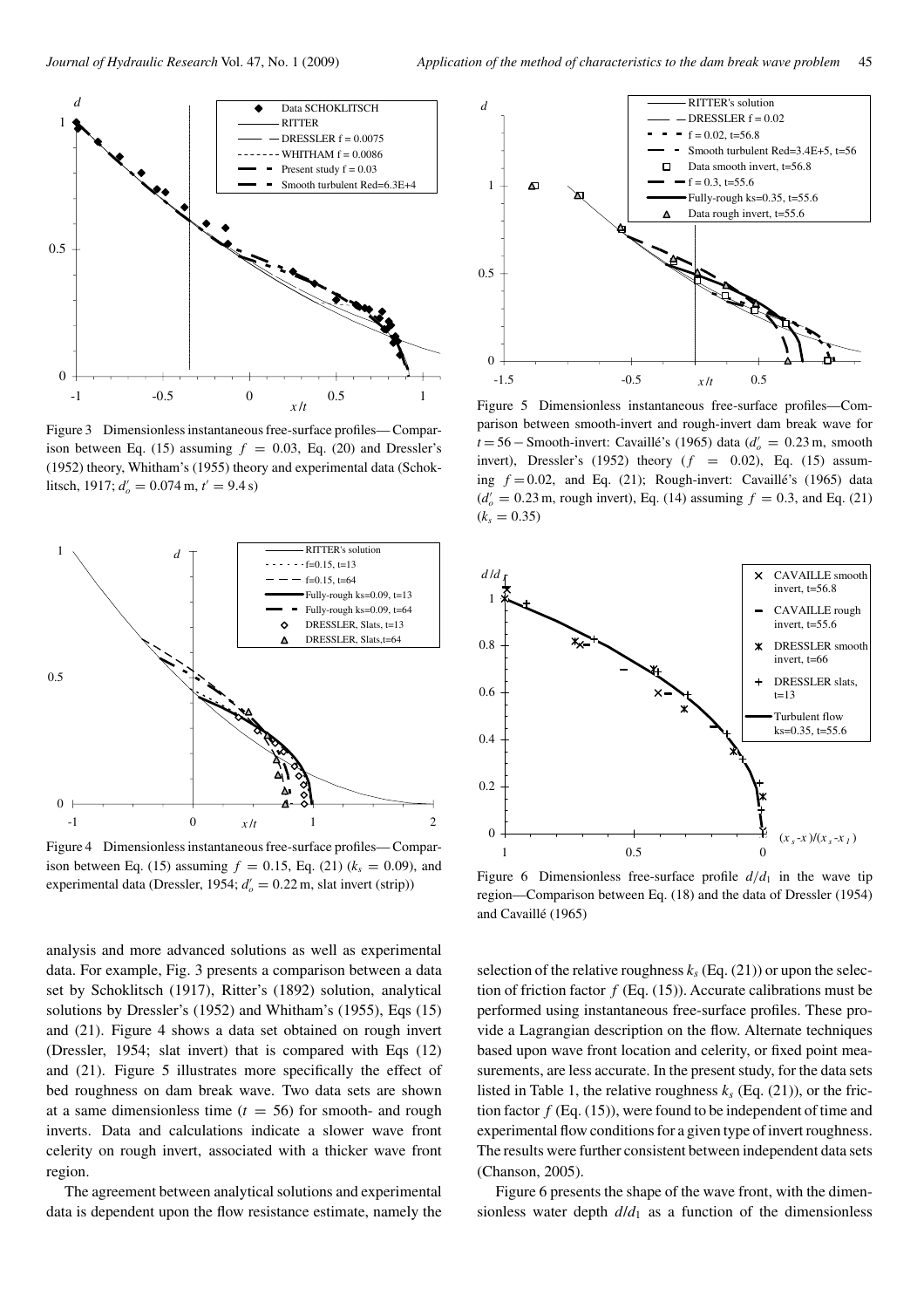Figure 3 Dimensionless instantaneous free-surface profiles—Comparison between Eq. (15) assuming $f = 0.03$, Eq. (20) and Dressler's (1952) theory, Whitham's (1955) theory and experimental data (Schoklitsch, 1917; $d_o' = 0.074$ m, $t' = 9.4$ s)

Figure 4 Dimensionless instantaneous free-surface profiles—Comparison between Eq. (15) assuming $f = 0.15$, Eq. (21) ($k_s = 0.09$), and experimental data (Dressler, 1954; $d_o' = 0.22$ m, slat invert (strip))

Figure 5 Dimensionless instantaneous free-surface profiles—Comparison between smooth-invert and rough-invert dam break wave for $t = 56$ – Smooth-invert: Cavaillé's (1965) data ($d_o' = 0.23$ m, smooth invert), Dressler's (1952) theory ($f = 0.02$), Eq. (15) assuming $f = 0.02$, and Eq. (21); Rough-invert: Cavaillé's (1965) data ($d_o' = 0.23$ m, rough invert), Eq. (14) assuming $f = 0.3$, and Eq. (21) ($k_s = 0.35$)

Figure 6 Dimensionless free-surface profile $d/d_1$ in the wave tip region—Comparison between Eq. (18) and the data of Dressler (1954) and Cavaillé (1965)

analysis and more advanced solutions as well as experimental data. For example, Fig. 3 presents a comparison between a data set by Schoklitsch (1917), Ritter's (1892) solution, analytical solutions by Dressler's (1952) and Whitham's (1955), Eqs (15) and (21). Figure 4 shows a data set obtained on rough invert (Dressler, 1954; slat invert) that is compared with Eqs (12) and (21). Figure 5 illustrates more specifically the effect of bed roughness on dam break wave. Two data sets are shown at a same dimensionless time ($t = 56$) for smooth- and rough inverts. Data and calculations indicate a slower wave front celerity on rough invert, associated with a thicker wave front region.

The agreement between analytical solutions and experimental data is dependent upon the flow resistance estimate, namely the selection of the relative roughness $k_s$ (Eq. (21)) or upon the selection of friction factor $f$ (Eq. (15)). Accurate calibrations must be performed using instantaneous free-surface profiles. These provide a Lagrangian description on the flow. Alternate techniques based upon wave front location and celerity, or fixed point measurements, are less accurate. In the present study, for the data sets listed in Table 1, the relative roughness $k_s$ (Eq. (21)), or the friction factor $f$ (Eq. (15)), were found to be independent of time and experimental flow conditions for a given type of invert roughness. The results were further consistent between independent data sets (Chanson, 2005).

Figure 6 presents the shape of the wave front, with the dimensionless water depth $d/d_1$ as a function of the dimensionless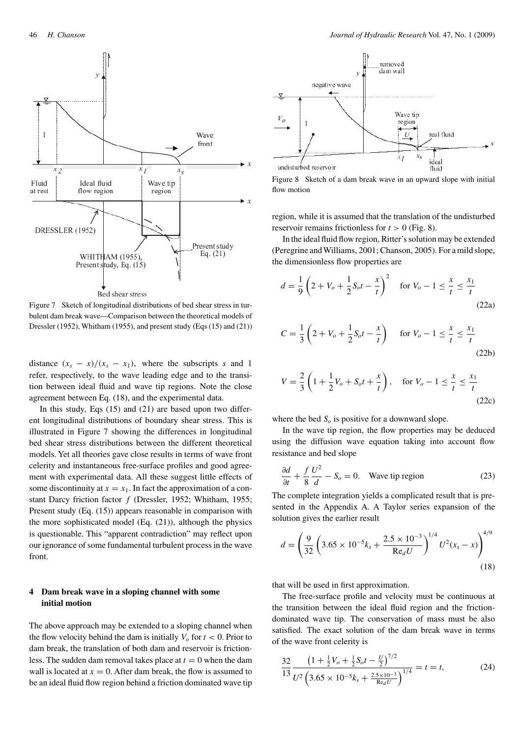Figure 7 Sketch of longitudinal distributions of bed shear stress in turbulent dam break wave—Comparison between the theoretical models of Dressler (1952), Whitham (1955), and present study (Eqs (15) and (21))

distance $(x_s - x)/(x_s - x_1)$, where the subscripts $s$ and 1 refer, respectively, to the wave leading edge and to the transition between ideal fluid and wave tip regions. Note the close agreement between Eq. (18), and the experimental data.

In this study, Eqs (15) and (21) are based upon two different longitudinal distributions of boundary shear stress. This is illustrated in Figure 7 showing the differences in longitudinal bed shear stress distributions between the different theoretical models. Yet all theories gave close results in terms of wave front celerity and instantaneous free-surface profiles and good agreement with experimental data. All these suggest little effects of some discontinuity at $x = x_1$. In fact the approximation of a constant Darcy friction factor $f$ (Dressler, 1952; Whitham, 1955; Present study (Eq. (15)) appears reasonable in comparison with the more sophisticated model (Eq. (21)), although the physics is questionable. This "apparent contradiction" may reflect upon our ignorance of some fundamental turbulent process in the wave front.

## 4 Dam break wave in a sloping channel with some initial motion

The above approach may be extended to a sloping channel when the flow velocity behind the dam is initially $V_o$ for $t < 0$. Prior to dam break, the translation of both dam and reservoir is frictionless. The sudden dam removal takes place at $t = 0$ when the dam wall is located at $x = 0$. After dam break, the flow is assumed to be an ideal fluid flow region behind a friction dominated wave tip region, while it is assumed that the translation of the undisturbed reservoir remains frictionless for $t > 0$ (Fig. 8).

Figure 8 Sketch of a dam break wave in an upward slope with initial flow motion

In the ideal fluid flow region, Ritter's solution may be extended (Peregrine and Williams, 2001; Chanson, 2005). For a mild slope, the dimensionless flow properties are

$$d = \frac{1}{9}\left(2 + V_o + \frac{1}{2}S_o t - \frac{x}{t}\right)^2 \quad \text{for } V_o - 1 \leq \frac{x}{t} \leq \frac{x_1}{t} \tag{22a}$$

$$C = \frac{1}{3}\left(2 + V_o + \frac{1}{2}S_o t - \frac{x}{t}\right) \quad \text{for } V_o - 1 \leq \frac{x}{t} \leq \frac{x_1}{t} \tag{22b}$$

$$V = \frac{2}{3}\left(1 + \frac{1}{2}V_o + S_o t + \frac{x}{t}\right), \quad \text{for } V_o - 1 \leq \frac{x}{t} \leq \frac{x_1}{t} \tag{22c}$$

where the bed $S_o$ is positive for a downward slope.

In the wave tip region, the flow properties may be deduced using the diffusion wave equation taking into account flow resistance and bed slope

$$\frac{\partial d}{\partial t} + \frac{f}{8}\frac{U^2}{d} - S_o = 0. \quad \text{Wave tip region} \tag{23}$$

The complete integration yields a complicated result that is presented in the Appendix A. A Taylor series expansion of the solution gives the earlier result

$$d = \left(\frac{9}{32}\left(3.65 \times 10^{-5} k_s + \frac{2.5 \times 10^{-3}}{\text{Re}_d U}\right)^{1/4} U^2 (x_s - x)\right)^{4/9} \tag{18}$$

that will be used in first approximation.

The free-surface profile and velocity must be continuous at the transition between the ideal fluid region and the friction-dominated wave tip. The conservation of mass must be also satisfied. The exact solution of the dam break wave in terms of the wave front celerity is

$$\frac{32}{13}\frac{\left(1 + \frac{1}{2}V_o + \frac{1}{2}S_o t - \frac{U}{2}\right)^{7/2}}{U^2\left(3.65 \times 10^{-5} k_s + \frac{2.5 \times 10^{-3}}{\text{Re}_d U}\right)^{1/4}} = t = t, \tag{24}$$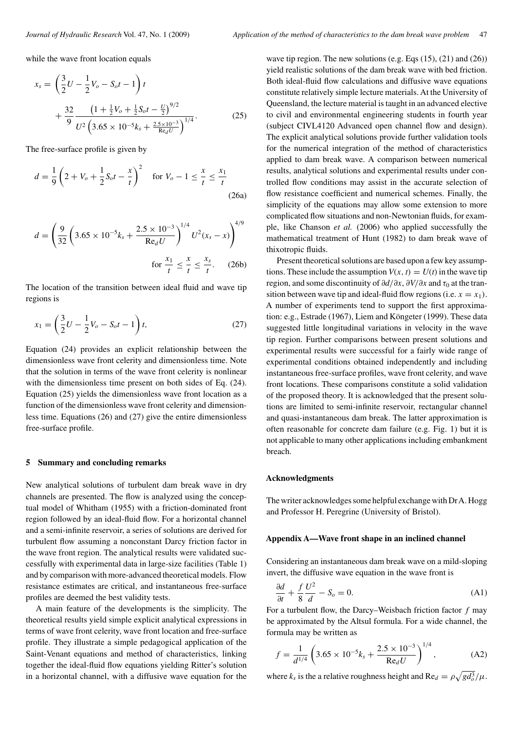while the wave front location equals

$$x_s = \left(\frac{3}{2}U - \frac{1}{2}V_o - S_o t - 1\right)t + \frac{32}{9}\frac{\left(1 + \frac{1}{2}V_o + \frac{1}{2}S_o t - \frac{U}{2}\right)^{9/2}}{U^2\left(3.65 \times 10^{-5}k_s + \frac{2.5\times 10^{-3}}{\mathrm{Re}_d U}\right)^{1/4}}. \tag{25}$$

The free-surface profile is given by

$$d = \frac{1}{9}\left(2 + V_o + \frac{1}{2}S_o t - \frac{x}{t}\right)^2 \quad \text{for } V_o - 1 \leq \frac{x}{t} \leq \frac{x_1}{t} \tag{26a}$$

$$d = \left(\frac{9}{32}\left(3.65 \times 10^{-5}k_s + \frac{2.5\times 10^{-3}}{\mathrm{Re}_d U}\right)^{1/4} U^2(x_s - x)\right)^{4/9} \quad \text{for } \frac{x_1}{t} \leq \frac{x}{t} \leq \frac{x_s}{t}. \tag{26b}$$

The location of the transition between ideal fluid and wave tip regions is

$$x_1 = \left(\frac{3}{2}U - \frac{1}{2}V_o - S_o t - 1\right)t, \tag{27}$$

Equation (24) provides an explicit relationship between the dimensionless wave front celerity and dimensionless time. Note that the solution in terms of the wave front celerity is nonlinear with the dimensionless time present on both sides of Eq. (24). Equation (25) yields the dimensionless wave front location as a function of the dimensionless wave front celerity and dimensionless time. Equations (26) and (27) give the entire dimensionless free-surface profile.

## 5 Summary and concluding remarks

New analytical solutions of turbulent dam break wave in dry channels are presented. The flow is analyzed using the conceptual model of Whitham (1955) with a friction-dominated front region followed by an ideal-fluid flow. For a horizontal channel and a semi-infinite reservoir, a series of solutions are derived for turbulent flow assuming a nonconstant Darcy friction factor in the wave front region. The analytical results were validated successfully with experimental data in large-size facilities (Table 1) and by comparison with more-advanced theoretical models. Flow resistance estimates are critical, and instantaneous free-surface profiles are deemed the best validity tests.

A main feature of the developments is the simplicity. The theoretical results yield simple explicit analytical expressions in terms of wave front celerity, wave front location and free-surface profile. They illustrate a simple pedagogical application of the Saint-Venant equations and method of characteristics, linking together the ideal-fluid flow equations yielding Ritter's solution in a horizontal channel, with a diffusive wave equation for the wave tip region. The new solutions (e.g. Eqs (15), (21) and (26)) yield realistic solutions of the dam break wave with bed friction. Both ideal-fluid flow calculations and diffusive wave equations constitute relatively simple lecture materials. At the University of Queensland, the lecture material is taught in an advanced elective to civil and environmental engineering students in fourth year (subject CIVL4120 Advanced open channel flow and design). The explicit analytical solutions provide further validation tools for the numerical integration of the method of characteristics applied to dam break wave. A comparison between numerical results, analytical solutions and experimental results under controlled flow conditions may assist in the accurate selection of flow resistance coefficient and numerical schemes. Finally, the simplicity of the equations may allow some extension to more complicated flow situations and non-Newtonian fluids, for example, like Chanson *et al.* (2006) who applied successfully the mathematical treatment of Hunt (1982) to dam break wave of thixotropic fluids.

Present theoretical solutions are based upon a few key assumptions. These include the assumption $V(x,t) = U(t)$ in the wave tip region, and some discontinuity of $\partial d/\partial x$, $\partial V/\partial x$ and $\tau_0$ at the transition between wave tip and ideal-fluid flow regions (i.e. $x = x_1$). A number of experiments tend to support the first approximation: e.g., Estrade (1967), Liem and Köngeter (1999). These data suggested little longitudinal variations in velocity in the wave tip region. Further comparisons between present solutions and experimental results were successful for a fairly wide range of experimental conditions obtained independently and including instantaneous free-surface profiles, wave front celerity, and wave front locations. These comparisons constitute a solid validation of the proposed theory. It is acknowledged that the present solutions are limited to semi-infinite reservoir, rectangular channel and quasi-instantaneous dam break. The latter approximation is often reasonable for concrete dam failure (e.g. Fig. 1) but it is not applicable to many other applications including embankment breach.

## Acknowledgments

The writer acknowledges some helpful exchange with Dr A. Hogg and Professor H. Peregrine (University of Bristol).

## Appendix A—Wave front shape in an inclined channel

Considering an instantaneous dam break wave on a mild-sloping invert, the diffusive wave equation in the wave front is

$$\frac{\partial d}{\partial t} + \frac{f}{8}\frac{U^2}{d} - S_o = 0. \tag{A1}$$

For a turbulent flow, the Darcy–Weisbach friction factor $f$ may be approximated by the Altsul formula. For a wide channel, the formula may be written as

$$f = \frac{1}{d^{1/4}}\left(3.65 \times 10^{-5}k_s + \frac{2.5\times 10^{-3}}{\mathrm{Re}_d U}\right)^{1/4}, \tag{A2}$$

where $k_s$ is the a relative roughness height and $\mathrm{Re}_d = \rho\sqrt{g d_o^3}/\mu$.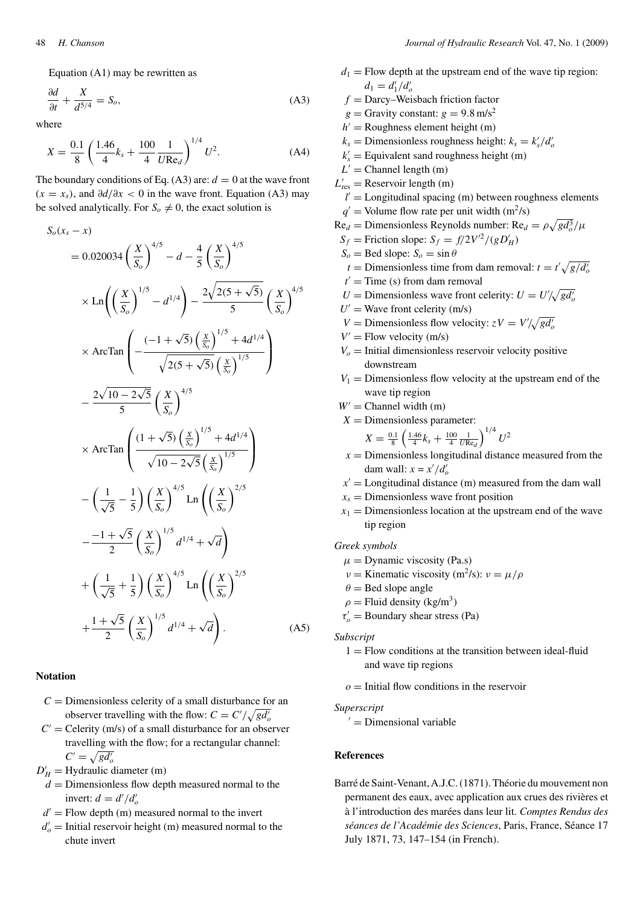Equation (A1) may be rewritten as

$$\frac{\partial d}{\partial t} + \frac{X}{d^{5/4}} = S_o, \tag{A3}$$

where

$$X = \frac{0.1}{8}\left(\frac{1.46}{4}k_s + \frac{100}{4}\frac{1}{U\text{Re}_d}\right)^{1/4} U^2. \tag{A4}$$

The boundary conditions of Eq. (A3) are: $d = 0$ at the wave front ($x = x_s$), and $\partial d/\partial x < 0$ in the wave front. Equation (A3) may be solved analytically. For $S_o \neq 0$, the exact solution is

$$\begin{aligned}
&S_o(x_s - x) \\
&= 0.020034\left(\frac{X}{S_o}\right)^{4/5} - d - \frac{4}{5}\left(\frac{X}{S_o}\right)^{4/5} \\
&\times \text{Ln}\left(\left(\frac{X}{S_o}\right)^{1/5} - d^{1/4}\right) - \frac{2\sqrt{2(5+\sqrt{5})}}{5}\left(\frac{X}{S_o}\right)^{4/5} \\
&\times \text{ArcTan}\left(-\frac{(-1+\sqrt{5})\left(\frac{X}{S_o}\right)^{1/5} + 4d^{1/4}}{\sqrt{2(5+\sqrt{5})}\left(\frac{X}{S_o}\right)^{1/5}}\right) \\
&- \frac{2\sqrt{10-2\sqrt{5}}}{5}\left(\frac{X}{S_o}\right)^{4/5} \\
&\times \text{ArcTan}\left(\frac{(1+\sqrt{5})\left(\frac{X}{S_o}\right)^{1/5} + 4d^{1/4}}{\sqrt{10-2\sqrt{5}}\left(\frac{X}{S_o}\right)^{1/5}}\right) \\
&- \left(\frac{1}{\sqrt{5}} - \frac{1}{5}\right)\left(\frac{X}{S_o}\right)^{4/5} \text{Ln}\left(\left(\frac{X}{S_o}\right)^{2/5}\right. \\
&\left. - \frac{-1+\sqrt{5}}{2}\left(\frac{X}{S_o}\right)^{1/5} d^{1/4} + \sqrt{d}\right) \\
&+ \left(\frac{1}{\sqrt{5}} + \frac{1}{5}\right)\left(\frac{X}{S_o}\right)^{4/5} \text{Ln}\left(\left(\frac{X}{S_o}\right)^{2/5}\right. \\
&\left. + \frac{1+\sqrt{5}}{2}\left(\frac{X}{S_o}\right)^{1/5} d^{1/4} + \sqrt{d}\right).
\end{aligned} \tag{A5}$$

## Notation

- $C$ = Dimensionless celerity of a small disturbance for an observer travelling with the flow: $C = C'/\sqrt{gd'_o}$
- $C'$ = Celerity (m/s) of a small disturbance for an observer travelling with the flow; for a rectangular channel: $C' = \sqrt{gd'_o}$
- $D'_H$ = Hydraulic diameter (m)
- $d$ = Dimensionless flow depth measured normal to the invert: $d = d'/d'_o$
- $d'$ = Flow depth (m) measured normal to the invert
- $d'_o$ = Initial reservoir height (m) measured normal to the chute invert
- $d_1$ = Flow depth at the upstream end of the wave tip region: $d_1 = d'_1/d'_o$
- $f$ = Darcy–Weisbach friction factor
- $g$ = Gravity constant: $g = 9.8\,\text{m/s}^2$
- $h'$ = Roughness element height (m)
- $k_s$ = Dimensionless roughness height: $k_s = k'_s/d'_o$
- $k'_s$ = Equivalent sand roughness height (m)
- $L'$ = Channel length (m)
- $L'_{\text{res}}$ = Reservoir length (m)
- $l'$ = Longitudinal spacing (m) between roughness elements
- $q'$ = Volume flow rate per unit width ($\text{m}^2$/s)
- $\text{Re}_d$ = Dimensionless Reynolds number: $\text{Re}_d = \rho\sqrt{gd_o^3}/\mu$
- $S_f$ = Friction slope: $S_f = f/2V'^2/(gD'_H)$
- $S_o$ = Bed slope: $S_o = \sin\theta$
- $t$ = Dimensionless time from dam removal: $t = t'\sqrt{g/d'_o}$
- $t'$ = Time (s) from dam removal
- $U$ = Dimensionless wave front celerity: $U = U'/\sqrt{gd'_o}$
- $U'$ = Wave front celerity (m/s)
- $V$ = Dimensionless flow velocity: $zV = V'/\sqrt{gd'_o}$
- $V'$ = Flow velocity (m/s)
- $V_o$ = Initial dimensionless reservoir velocity positive downstream
- $V_1$ = Dimensionless flow velocity at the upstream end of the wave tip region
- $W'$ = Channel width (m)
- $X$ = Dimensionless parameter: $X = \frac{0.1}{8}\left(\frac{1.46}{4}k_s + \frac{100}{4}\frac{1}{U\text{Re}_d}\right)^{1/4} U^2$
- $x$ = Dimensionless longitudinal distance measured from the dam wall: $x = x'/d'_o$
- $x'$ = Longitudinal distance (m) measured from the dam wall
- $x_s$ = Dimensionless wave front position
- $x_1$ = Dimensionless location at the upstream end of the wave tip region

*Greek symbols*

- $\mu$ = Dynamic viscosity (Pa.s)
- $\nu$ = Kinematic viscosity ($\text{m}^2$/s): $\nu = \mu/\rho$
- $\theta$ = Bed slope angle
- $\rho$ = Fluid density ($\text{kg/m}^3$)
- $\tau'_o$ = Boundary shear stress (Pa)

*Subscript*

- 1 = Flow conditions at the transition between ideal-fluid and wave tip regions
- $o$ = Initial flow conditions in the reservoir

*Superscript*

- $'$ = Dimensional variable

## References

Barré de Saint-Venant, A.J.C. (1871). Théorie du mouvement non permanent des eaux, avec application aux crues des rivières et à l'introduction des marées dans leur lit. *Comptes Rendus des séances de l'Académie des Sciences*, Paris, France, Séance 17 July 1871, 73, 147–154 (in French).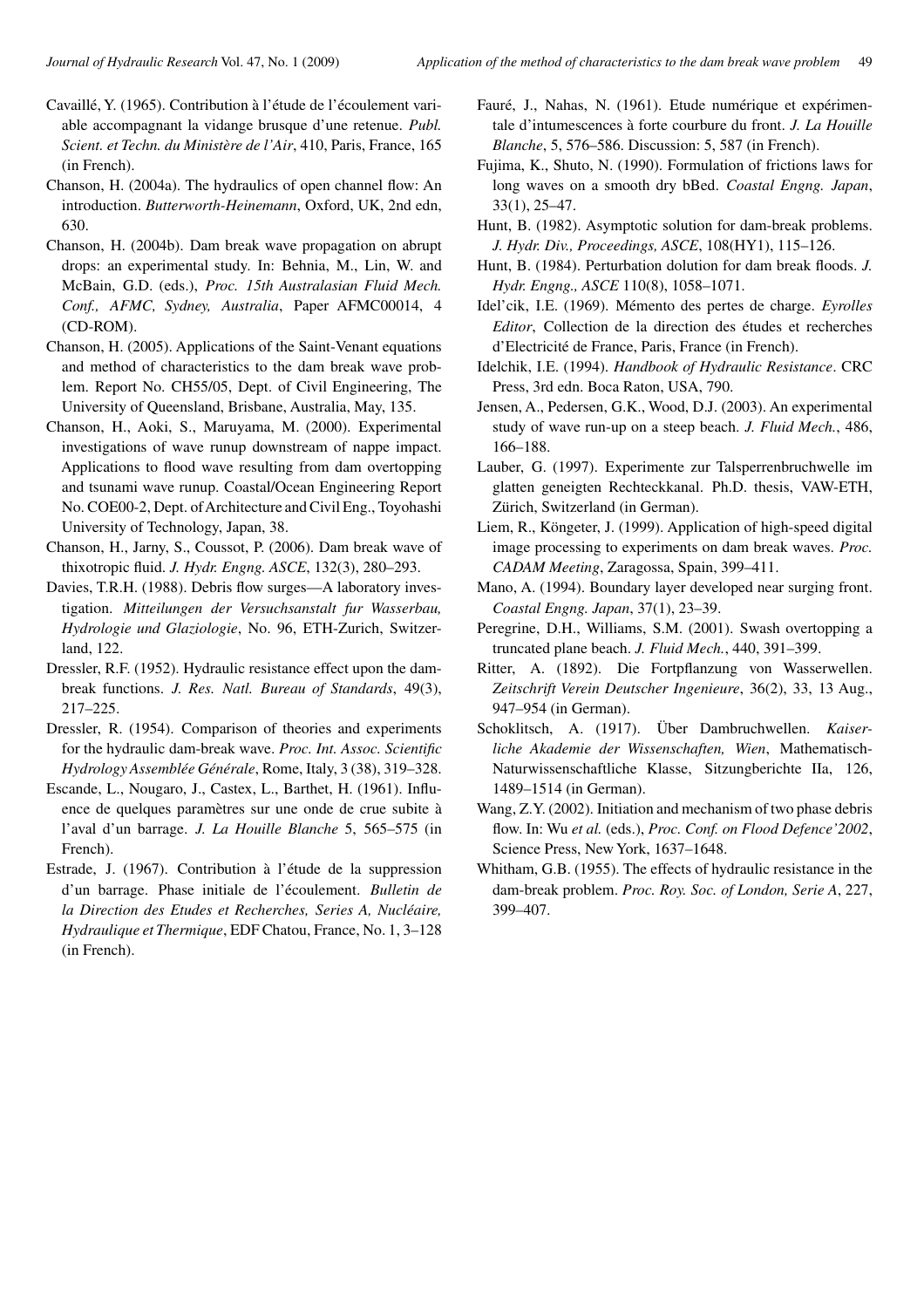Cavaillé, Y. (1965). Contribution à l'étude de l'écoulement variable accompagnant la vidange brusque d'une retenue. *Publ. Scient. et Techn. du Ministère de l'Air*, 410, Paris, France, 165 (in French).

Chanson, H. (2004a). The hydraulics of open channel flow: An introduction. *Butterworth-Heinemann*, Oxford, UK, 2nd edn, 630.

Chanson, H. (2004b). Dam break wave propagation on abrupt drops: an experimental study. In: Behnia, M., Lin, W. and McBain, G.D. (eds.), *Proc. 15th Australasian Fluid Mech. Conf., AFMC, Sydney, Australia*, Paper AFMC00014, 4 (CD-ROM).

Chanson, H. (2005). Applications of the Saint-Venant equations and method of characteristics to the dam break wave problem. Report No. CH55/05, Dept. of Civil Engineering, The University of Queensland, Brisbane, Australia, May, 135.

Chanson, H., Aoki, S., Maruyama, M. (2000). Experimental investigations of wave runup downstream of nappe impact. Applications to flood wave resulting from dam overtopping and tsunami wave runup. Coastal/Ocean Engineering Report No. COE00-2, Dept. of Architecture and Civil Eng., Toyohashi University of Technology, Japan, 38.

Chanson, H., Jarny, S., Coussot, P. (2006). Dam break wave of thixotropic fluid. *J. Hydr. Engng. ASCE*, 132(3), 280–293.

Davies, T.R.H. (1988). Debris flow surges—A laboratory investigation. *Mitteilungen der Versuchsanstalt fur Wasserbau, Hydrologie und Glaziologie*, No. 96, ETH-Zurich, Switzerland, 122.

Dressler, R.F. (1952). Hydraulic resistance effect upon the dam-break functions. *J. Res. Natl. Bureau of Standards*, 49(3), 217–225.

Dressler, R. (1954). Comparison of theories and experiments for the hydraulic dam-break wave. *Proc. Int. Assoc. Scientific Hydrology Assemblée Générale*, Rome, Italy, 3 (38), 319–328.

Escande, L., Nougaro, J., Castex, L., Barthet, H. (1961). Influence de quelques paramètres sur une onde de crue subite à l'aval d'un barrage. *J. La Houille Blanche* 5, 565–575 (in French).

Estrade, J. (1967). Contribution à l'étude de la suppression d'un barrage. Phase initiale de l'écoulement. *Bulletin de la Direction des Etudes et Recherches, Series A, Nucléaire, Hydraulique et Thermique*, EDF Chatou, France, No. 1, 3–128 (in French).

Fauré, J., Nahas, N. (1961). Etude numérique et expérimentale d'intumescences à forte courbure du front. *J. La Houille Blanche*, 5, 576–586. Discussion: 5, 587 (in French).

Fujima, K., Shuto, N. (1990). Formulation of frictions laws for long waves on a smooth dry bBed. *Coastal Engng. Japan*, 33(1), 25–47.

Hunt, B. (1982). Asymptotic solution for dam-break problems. *J. Hydr. Div., Proceedings, ASCE*, 108(HY1), 115–126.

Hunt, B. (1984). Perturbation dolution for dam break floods. *J. Hydr. Engng., ASCE* 110(8), 1058–1071.

Idel'cik, I.E. (1969). Mémento des pertes de charge. *Eyrolles Editor*, Collection de la direction des études et recherches d'Electricité de France, Paris, France (in French).

Idelchik, I.E. (1994). *Handbook of Hydraulic Resistance*. CRC Press, 3rd edn. Boca Raton, USA, 790.

Jensen, A., Pedersen, G.K., Wood, D.J. (2003). An experimental study of wave run-up on a steep beach. *J. Fluid Mech.*, 486, 166–188.

Lauber, G. (1997). Experimente zur Talsperrenbruchwelle im glatten geneigten Rechteckkanal. Ph.D. thesis, VAW-ETH, Zürich, Switzerland (in German).

Liem, R., Köngeter, J. (1999). Application of high-speed digital image processing to experiments on dam break waves. *Proc. CADAM Meeting*, Zaragossa, Spain, 399–411.

Mano, A. (1994). Boundary layer developed near surging front. *Coastal Engng. Japan*, 37(1), 23–39.

Peregrine, D.H., Williams, S.M. (2001). Swash overtopping a truncated plane beach. *J. Fluid Mech.*, 440, 391–399.

Ritter, A. (1892). Die Fortpflanzung von Wasserwellen. *Zeitschrift Verein Deutscher Ingenieure*, 36(2), 33, 13 Aug., 947–954 (in German).

Schoklitsch, A. (1917). Über Dambruchwellen. *Kaiserliche Akademie der Wissenschaften, Wien*, Mathematisch-Naturwissenschaftliche Klasse, Sitzungberichte IIa, 126, 1489–1514 (in German).

Wang, Z.Y. (2002). Initiation and mechanism of two phase debris flow. In: Wu *et al.* (eds.), *Proc. Conf. on Flood Defence'2002*, Science Press, New York, 1637–1648.

Whitham, G.B. (1955). The effects of hydraulic resistance in the dam-break problem. *Proc. Roy. Soc. of London, Serie A*, 227, 399–407.